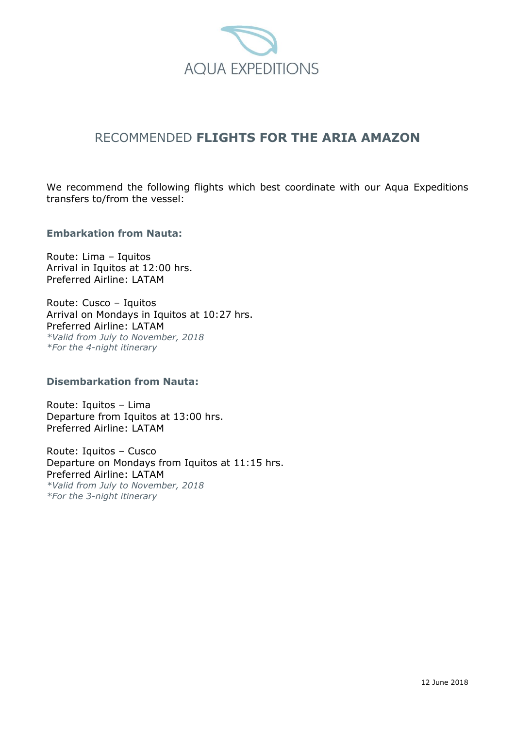# AQUA EXPEDITIONS

## RECOMMENDED **FLIGHTS FOR THE ARIA AMAZON**

We recommend the following flights which best coordinate with our Aqua Expeditions transfers to/from the vessel:

### Embarkation from Nauta:

Route: Lima – Iquitos
Arrival in Iquitos at 12:00 hrs.
Preferred Airline: LATAM

Route: Cusco – Iquitos
Arrival on Mondays in Iquitos at 10:27 hrs.
Preferred Airline: LATAM
*\*Valid from July to November, 2018*
*\*For the 4-night itinerary*

### Disembarkation from Nauta:

Route: Iquitos – Lima
Departure from Iquitos at 13:00 hrs.
Preferred Airline: LATAM

Route: Iquitos – Cusco
Departure on Mondays from Iquitos at 11:15 hrs.
Preferred Airline: LATAM
*\*Valid from July to November, 2018*
*\*For the 3-night itinerary*

12 June 2018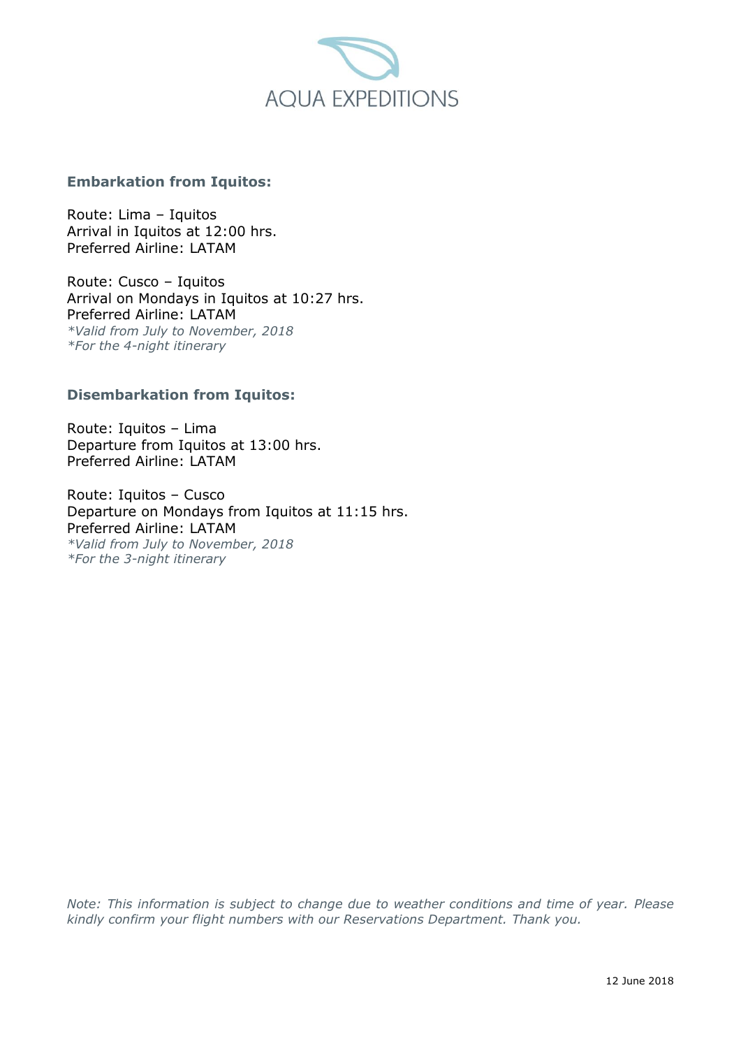AQUA EXPEDITIONS

**Embarkation from Iquitos:**

Route: Lima – Iquitos
Arrival in Iquitos at 12:00 hrs.
Preferred Airline: LATAM

Route: Cusco – Iquitos
Arrival on Mondays in Iquitos at 10:27 hrs.
Preferred Airline: LATAM
*\*Valid from July to November, 2018*
*\*For the 4-night itinerary*

**Disembarkation from Iquitos:**

Route: Iquitos – Lima
Departure from Iquitos at 13:00 hrs.
Preferred Airline: LATAM

Route: Iquitos – Cusco
Departure on Mondays from Iquitos at 11:15 hrs.
Preferred Airline: LATAM
*\*Valid from July to November, 2018*
*\*For the 3-night itinerary*

*Note: This information is subject to change due to weather conditions and time of year. Please kindly confirm your flight numbers with our Reservations Department. Thank you.*

12 June 2018